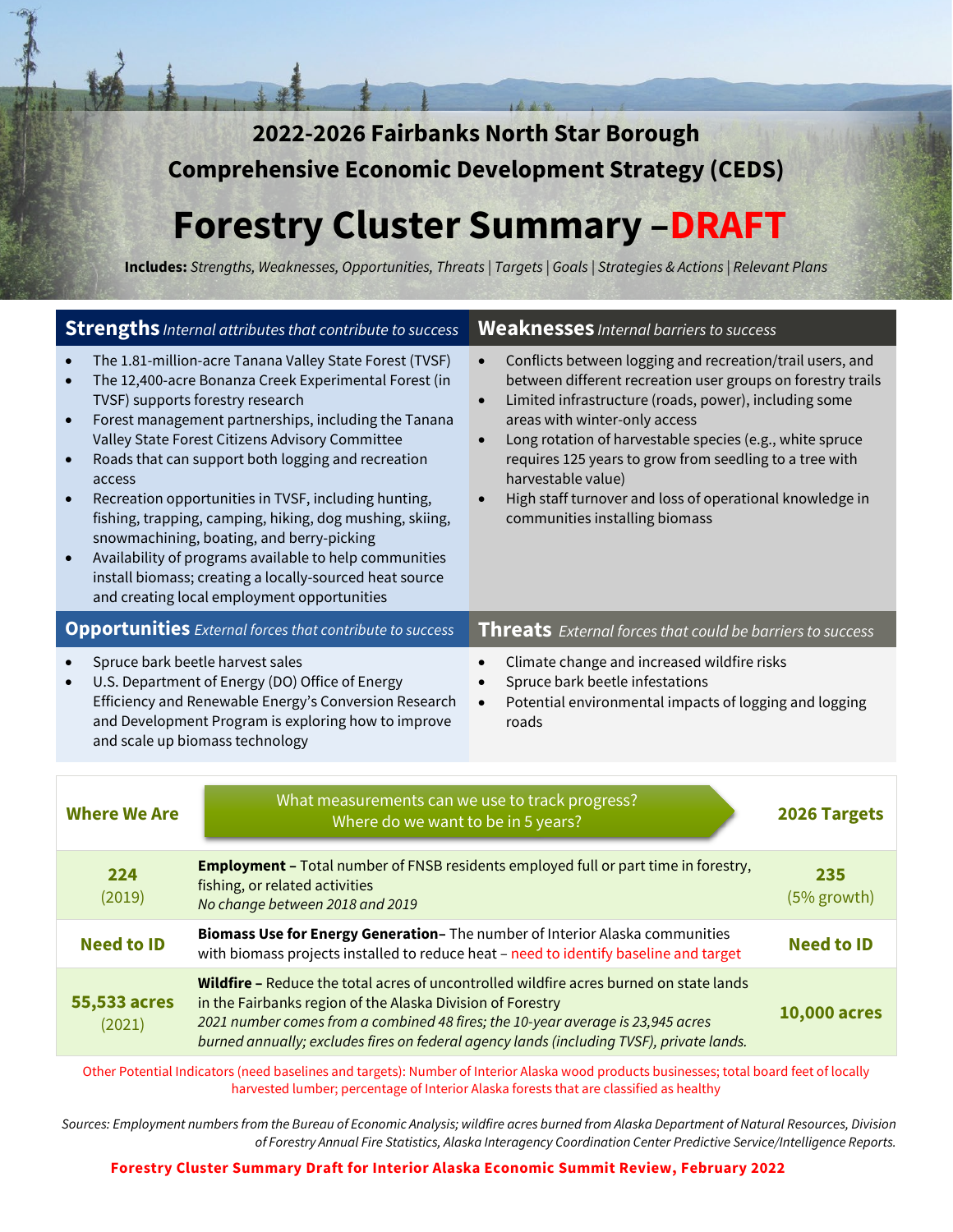# 2022-2026 Fairbanks North Star Borough Comprehensive Economic Development Strategy (CEDS)

# Forestry Cluster Summary – DRAFT

**Includes:** *Strengths, Weaknesses, Opportunities, Threats | Targets | Goals | Strategies & Actions | Relevant Plans*

## Strengths *Internal attributes that contribute to success*

- The 1.81-million-acre Tanana Valley State Forest (TVSF)
- The 12,400-acre Bonanza Creek Experimental Forest (in TVSF) supports forestry research
- Forest management partnerships, including the Tanana Valley State Forest Citizens Advisory Committee
- Roads that can support both logging and recreation access
- Recreation opportunities in TVSF, including hunting, fishing, trapping, camping, hiking, dog mushing, skiing, snowmachining, boating, and berry-picking
- Availability of programs available to help communities install biomass; creating a locally-sourced heat source and creating local employment opportunities

## Weaknesses *Internal barriers to success*

- Conflicts between logging and recreation/trail users, and between different recreation user groups on forestry trails
- Limited infrastructure (roads, power), including some areas with winter-only access
- Long rotation of harvestable species (e.g., white spruce requires 125 years to grow from seedling to a tree with harvestable value)
- High staff turnover and loss of operational knowledge in communities installing biomass

## Opportunities *External forces that contribute to success*

- Spruce bark beetle harvest sales
- U.S. Department of Energy (DO) Office of Energy Efficiency and Renewable Energy's Conversion Research and Development Program is exploring how to improve and scale up biomass technology

## Threats *External forces that could be barriers to success*

- Climate change and increased wildfire risks
- Spruce bark beetle infestations
- Potential environmental impacts of logging and logging roads

| Where We Are | What measurements can we use to track progress? Where do we want to be in 5 years? | 2026 Targets |
|---|---|---|
| **224** (2019) | **Employment –** Total number of FNSB residents employed full or part time in forestry, fishing, or related activities<br>*No change between 2018 and 2019* | **235** (5% growth) |
| **Need to ID** | **Biomass Use for Energy Generation–** The number of Interior Alaska communities with biomass projects installed to reduce heat – need to identify baseline and target | **Need to ID** |
| **55,533 acres** (2021) | **Wildfire –** Reduce the total acres of uncontrolled wildfire acres burned on state lands in the Fairbanks region of the Alaska Division of Forestry<br>*2021 number comes from a combined 48 fires; the 10-year average is 23,945 acres burned annually; excludes fires on federal agency lands (including TVSF), private lands.* | **10,000 acres** |

Other Potential Indicators (need baselines and targets): Number of Interior Alaska wood products businesses; total board feet of locally harvested lumber; percentage of Interior Alaska forests that are classified as healthy

*Sources: Employment numbers from the Bureau of Economic Analysis; wildfire acres burned from Alaska Department of Natural Resources, Division of Forestry Annual Fire Statistics, Alaska Interagency Coordination Center Predictive Service/Intelligence Reports.*

**Forestry Cluster Summary Draft for Interior Alaska Economic Summit Review, February 2022**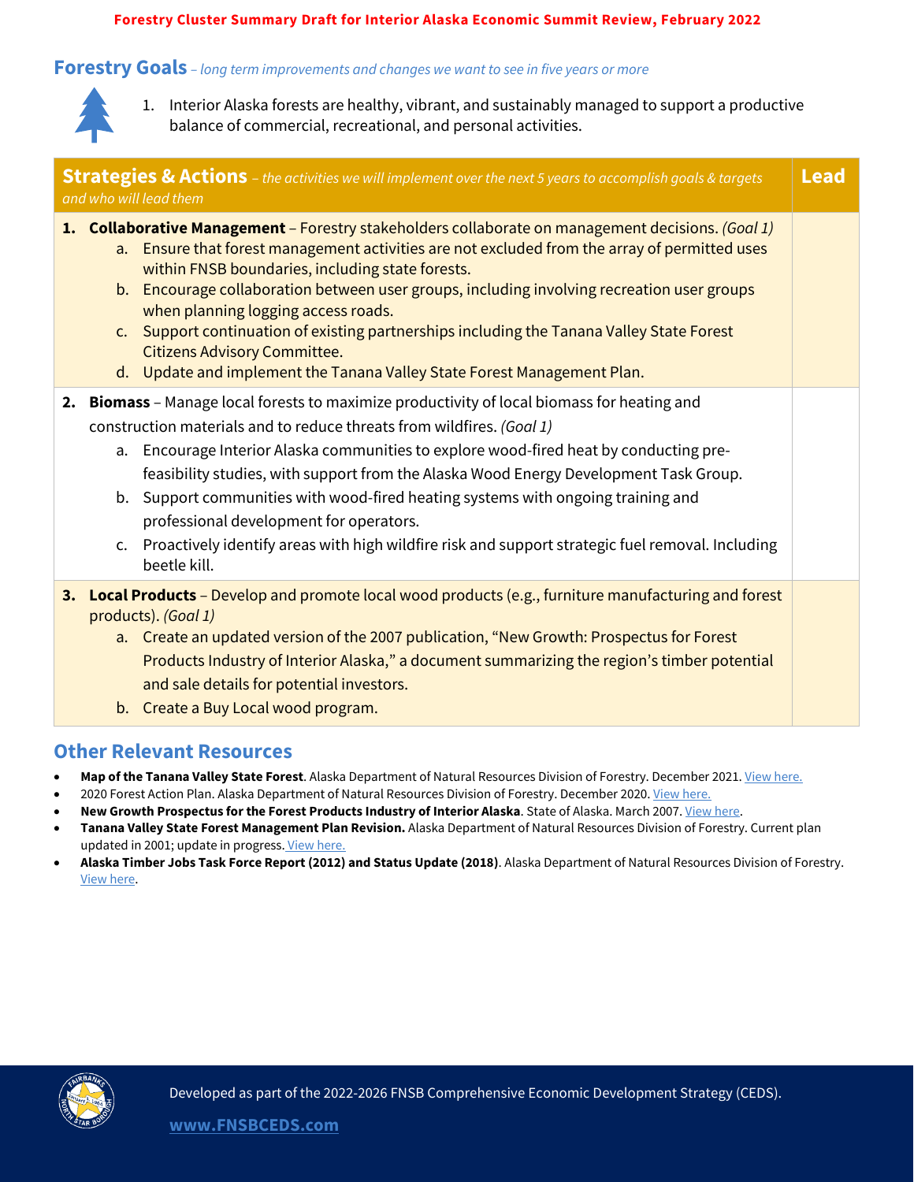**Forestry Cluster Summary Draft for Interior Alaska Economic Summit Review, February 2022**

## Forestry Goals – *long term improvements and changes we want to see in five years or more*

1. Interior Alaska forests are healthy, vibrant, and sustainably managed to support a productive balance of commercial, recreational, and personal activities.

| **Strategies & Actions** – *the activities we will implement over the next 5 years to accomplish goals & targets and who will lead them* | **Lead** |
|---|---|
| **1. Collaborative Management** – Forestry stakeholders collaborate on management decisions. *(Goal 1)*<br>a. Ensure that forest management activities are not excluded from the array of permitted uses within FNSB boundaries, including state forests.<br>b. Encourage collaboration between user groups, including involving recreation user groups when planning logging access roads.<br>c. Support continuation of existing partnerships including the Tanana Valley State Forest Citizens Advisory Committee.<br>d. Update and implement the Tanana Valley State Forest Management Plan. | |
| **2. Biomass** – Manage local forests to maximize productivity of local biomass for heating and construction materials and to reduce threats from wildfires. *(Goal 1)*<br>a. Encourage Interior Alaska communities to explore wood-fired heat by conducting pre-feasibility studies, with support from the Alaska Wood Energy Development Task Group.<br>b. Support communities with wood-fired heating systems with ongoing training and professional development for operators.<br>c. Proactively identify areas with high wildfire risk and support strategic fuel removal. Including beetle kill. | |
| **3. Local Products** – Develop and promote local wood products (e.g., furniture manufacturing and forest products). *(Goal 1)*<br>a. Create an updated version of the 2007 publication, "New Growth: Prospectus for Forest Products Industry of Interior Alaska," a document summarizing the region's timber potential and sale details for potential investors.<br>b. Create a Buy Local wood program. | |

## Other Relevant Resources

- **Map of the Tanana Valley State Forest**. Alaska Department of Natural Resources Division of Forestry. December 2021. View here.
- 2020 Forest Action Plan. Alaska Department of Natural Resources Division of Forestry. December 2020. View here.
- **New Growth Prospectus for the Forest Products Industry of Interior Alaska**. State of Alaska. March 2007. View here.
- **Tanana Valley State Forest Management Plan Revision.** Alaska Department of Natural Resources Division of Forestry. Current plan updated in 2001; update in progress. View here.
- **Alaska Timber Jobs Task Force Report (2012) and Status Update (2018)**. Alaska Department of Natural Resources Division of Forestry. View here.

Developed as part of the 2022-2026 FNSB Comprehensive Economic Development Strategy (CEDS).

**www.FNSBCEDS.com**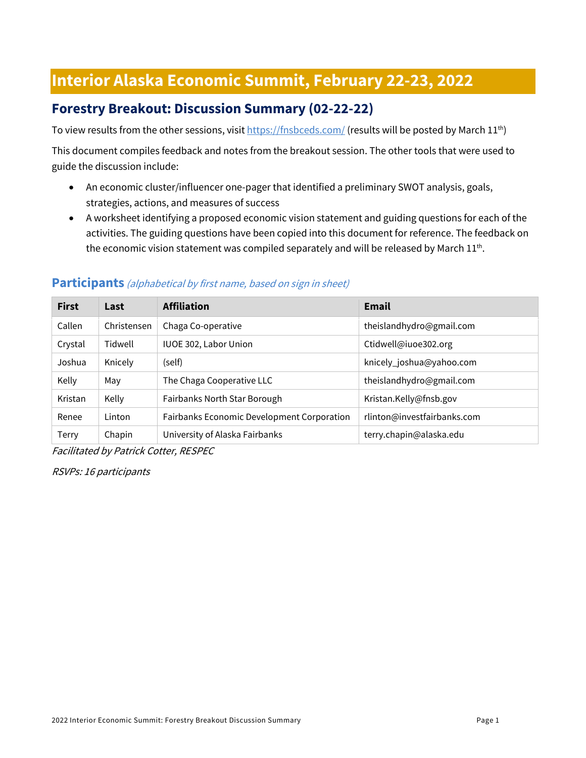# Interior Alaska Economic Summit, February 22-23, 2022

## Forestry Breakout: Discussion Summary (02-22-22)

To view results from the other sessions, visit https://fnsbceds.com/ (results will be posted by March 11th)

This document compiles feedback and notes from the breakout session. The other tools that were used to guide the discussion include:

- An economic cluster/influencer one-pager that identified a preliminary SWOT analysis, goals, strategies, actions, and measures of success
- A worksheet identifying a proposed economic vision statement and guiding questions for each of the activities. The guiding questions have been copied into this document for reference. The feedback on the economic vision statement was compiled separately and will be released by March 11th.

### Participants *(alphabetical by first name, based on sign in sheet)*

| First | Last | Affiliation | Email |
|---|---|---|---|
| Callen | Christensen | Chaga Co-operative | theislandhydro@gmail.com |
| Crystal | Tidwell | IUOE 302, Labor Union | Ctidwell@iuoe302.org |
| Joshua | Knicely | (self) | knicely_joshua@yahoo.com |
| Kelly | May | The Chaga Cooperative LLC | theislandhydro@gmail.com |
| Kristan | Kelly | Fairbanks North Star Borough | Kristan.Kelly@fnsb.gov |
| Renee | Linton | Fairbanks Economic Development Corporation | rlinton@investfairbanks.com |
| Terry | Chapin | University of Alaska Fairbanks | terry.chapin@alaska.edu |

*Facilitated by Patrick Cotter, RESPEC*

*RSVPs: 16 participants*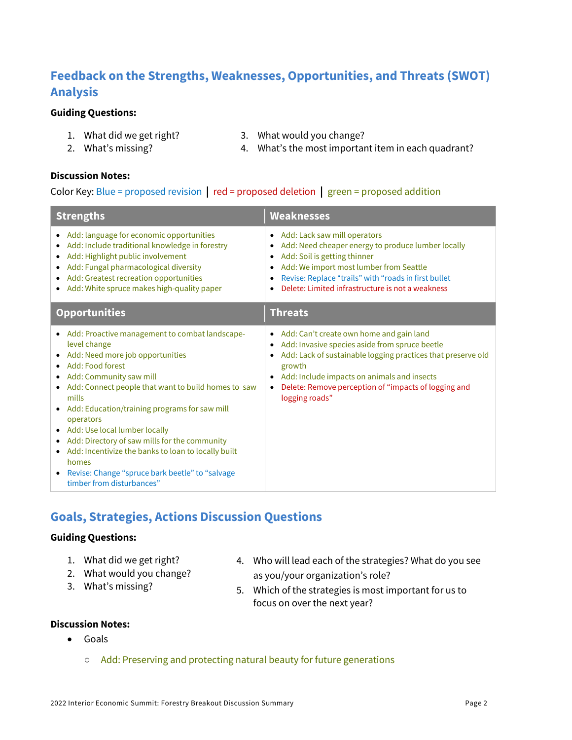## Feedback on the Strengths, Weaknesses, Opportunities, and Threats (SWOT) Analysis

**Guiding Questions:**

1. What did we get right?
2. What's missing?
3. What would you change?
4. What's the most important item in each quadrant?

**Discussion Notes:**

Color Key: Blue = proposed revision | red = proposed deletion | green = proposed addition

| Strengths | Weaknesses |
|---|---|
| • Add: language for economic opportunities<br>• Add: Include traditional knowledge in forestry<br>• Add: Highlight public involvement<br>• Add: Fungal pharmacological diversity<br>• Add: Greatest recreation opportunities<br>• Add: White spruce makes high-quality paper | • Add: Lack saw mill operators<br>• Add: Need cheaper energy to produce lumber locally<br>• Add: Soil is getting thinner<br>• Add: We import most lumber from Seattle<br>• Revise: Replace "trails" with "roads in first bullet<br>• Delete: Limited infrastructure is not a weakness |
| **Opportunities** | **Threats** |
| • Add: Proactive management to combat landscape-level change<br>• Add: Need more job opportunities<br>• Add: Food forest<br>• Add: Community saw mill<br>• Add: Connect people that want to build homes to saw mills<br>• Add: Education/training programs for saw mill operators<br>• Add: Use local lumber locally<br>• Add: Directory of saw mills for the community<br>• Add: Incentivize the banks to loan to locally built homes<br>• Revise: Change "spruce bark beetle" to "salvage timber from disturbances" | • Add: Can't create own home and gain land<br>• Add: Invasive species aside from spruce beetle<br>• Add: Lack of sustainable logging practices that preserve old growth<br>• Add: Include impacts on animals and insects<br>• Delete: Remove perception of "impacts of logging and logging roads" |

## Goals, Strategies, Actions Discussion Questions

**Guiding Questions:**

1. What did we get right?
2. What would you change?
3. What's missing?
4. Who will lead each of the strategies? What do you see as you/your organization's role?
5. Which of the strategies is most important for us to focus on over the next year?

**Discussion Notes:**

- Goals
  - Add: Preserving and protecting natural beauty for future generations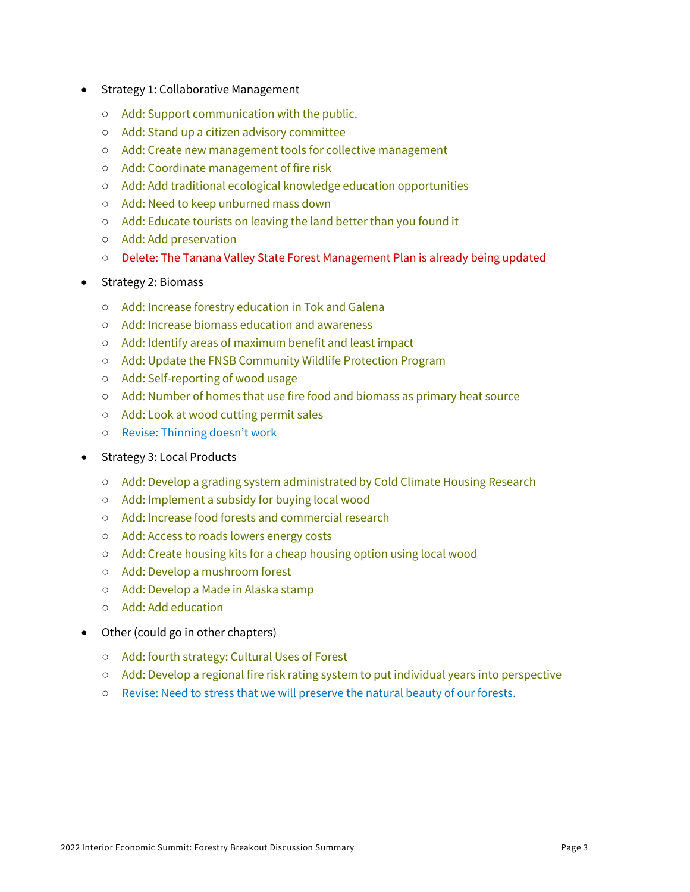- Strategy 1: Collaborative Management
  - Add: Support communication with the public.
  - Add: Stand up a citizen advisory committee
  - Add: Create new management tools for collective management
  - Add: Coordinate management of fire risk
  - Add: Add traditional ecological knowledge education opportunities
  - Add: Need to keep unburned mass down
  - Add: Educate tourists on leaving the land better than you found it
  - Add: Add preservation
  - Delete: The Tanana Valley State Forest Management Plan is already being updated
- Strategy 2: Biomass
  - Add: Increase forestry education in Tok and Galena
  - Add: Increase biomass education and awareness
  - Add: Identify areas of maximum benefit and least impact
  - Add: Update the FNSB Community Wildlife Protection Program
  - Add: Self-reporting of wood usage
  - Add: Number of homes that use fire food and biomass as primary heat source
  - Add: Look at wood cutting permit sales
  - Revise: Thinning doesn't work
- Strategy 3: Local Products
  - Add: Develop a grading system administrated by Cold Climate Housing Research
  - Add: Implement a subsidy for buying local wood
  - Add: Increase food forests and commercial research
  - Add: Access to roads lowers energy costs
  - Add: Create housing kits for a cheap housing option using local wood
  - Add: Develop a mushroom forest
  - Add: Develop a Made in Alaska stamp
  - Add: Add education
- Other (could go in other chapters)
  - Add: fourth strategy: Cultural Uses of Forest
  - Add: Develop a regional fire risk rating system to put individual years into perspective
  - Revise: Need to stress that we will preserve the natural beauty of our forests.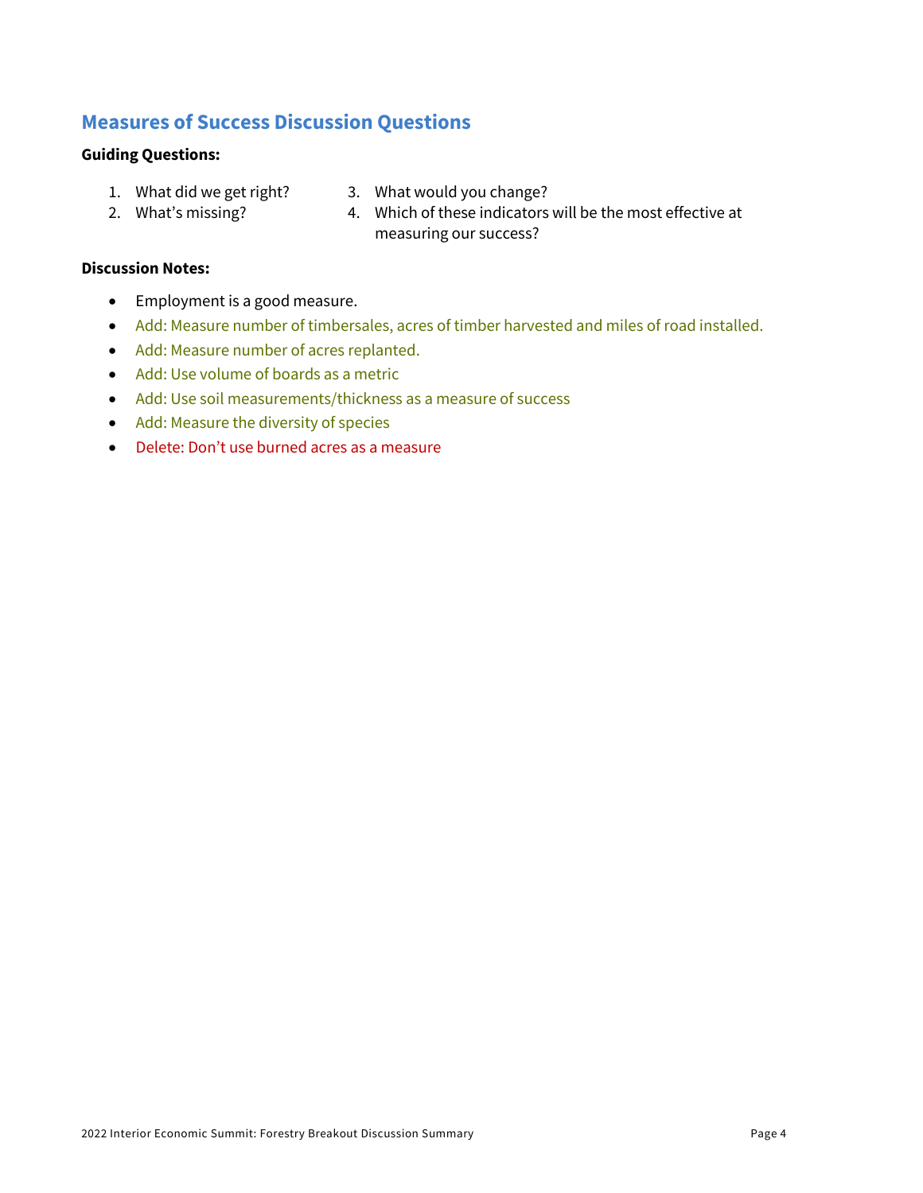## Measures of Success Discussion Questions

**Guiding Questions:**

1. What did we get right?
2. What's missing?
3. What would you change?
4. Which of these indicators will be the most effective at measuring our success?

**Discussion Notes:**

- Employment is a good measure.
- Add: Measure number of timbersales, acres of timber harvested and miles of road installed.
- Add: Measure number of acres replanted.
- Add: Use volume of boards as a metric
- Add: Use soil measurements/thickness as a measure of success
- Add: Measure the diversity of species
- Delete: Don't use burned acres as a measure